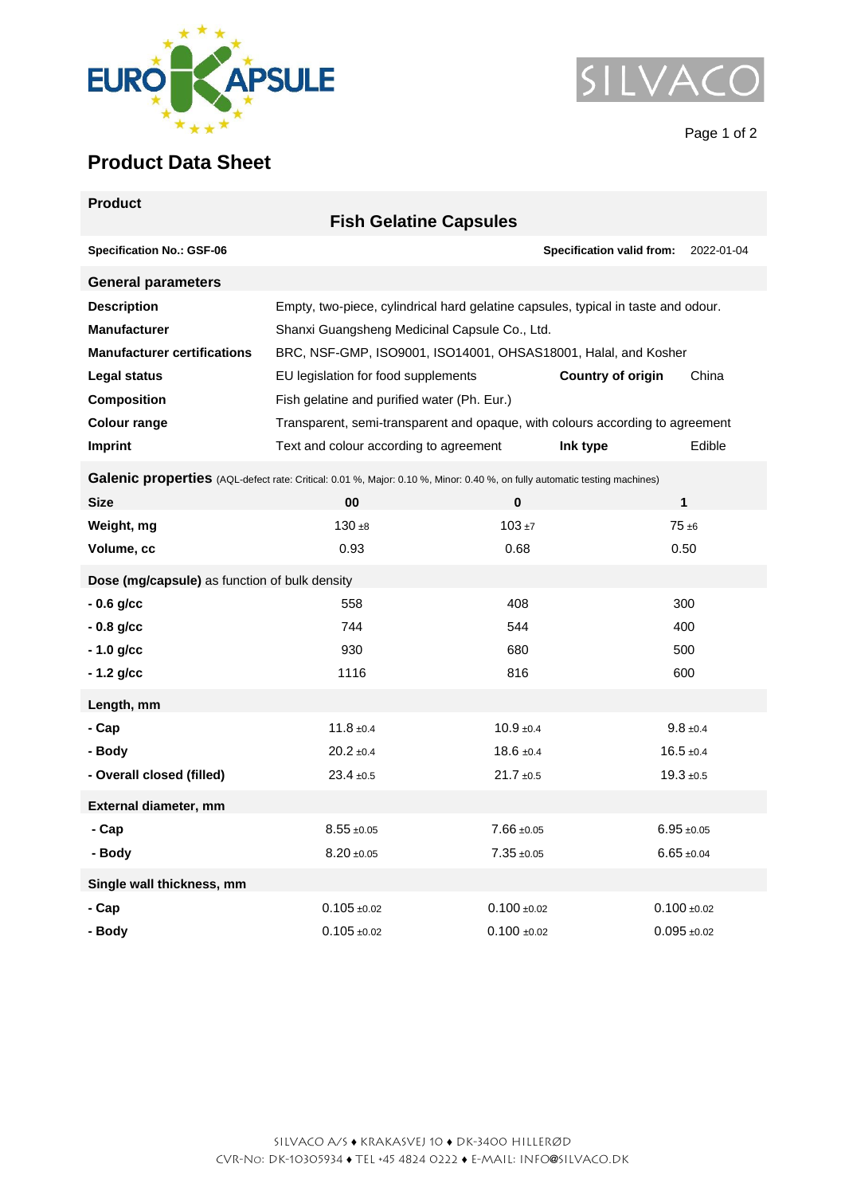## Product Data Sheet

**Product**

### Fish Gelatine Capsules

**Specification No.: GSF-06** | **Specification valid from:** 2022-01-04

| **General parameters** | | | |
|---|---|---|---|
| **Description** | Empty, two-piece, cylindrical hard gelatine capsules, typical in taste and odour. | | |
| **Manufacturer** | Shanxi Guangsheng Medicinal Capsule Co., Ltd. | | |
| **Manufacturer certifications** | BRC, NSF-GMP, ISO9001, ISO14001, OHSAS18001, Halal, and Kosher | | |
| **Legal status** | EU legislation for food supplements | **Country of origin** | China |
| **Composition** | Fish gelatine and purified water (Ph. Eur.) | | |
| **Colour range** | Transparent, semi-transparent and opaque, with colours according to agreement | | |
| **Imprint** | Text and colour according to agreement | **Ink type** | Edible |

**Galenic properties** (AQL-defect rate: Critical: 0.01 %, Major: 0.10 %, Minor: 0.40 %, on fully automatic testing machines)

| **Size** | **00** | **0** | **1** |
|---|---|---|---|
| **Weight, mg** | 130 ±8 | 103 ±7 | 75 ±6 |
| **Volume, cc** | 0.93 | 0.68 | 0.50 |
| **Dose (mg/capsule)** as function of bulk density | | | |
| **- 0.6 g/cc** | 558 | 408 | 300 |
| **- 0.8 g/cc** | 744 | 544 | 400 |
| **- 1.0 g/cc** | 930 | 680 | 500 |
| **- 1.2 g/cc** | 1116 | 816 | 600 |
| **Length, mm** | | | |
| **- Cap** | 11.8 ±0.4 | 10.9 ±0.4 | 9.8 ±0.4 |
| **- Body** | 20.2 ±0.4 | 18.6 ±0.4 | 16.5 ±0.4 |
| **- Overall closed (filled)** | 23.4 ±0.5 | 21.7 ±0.5 | 19.3 ±0.5 |
| **External diameter, mm** | | | |
| **- Cap** | 8.55 ±0.05 | 7.66 ±0.05 | 6.95 ±0.05 |
| **- Body** | 8.20 ±0.05 | 7.35 ±0.05 | 6.65 ±0.04 |
| **Single wall thickness, mm** | | | |
| **- Cap** | 0.105 ±0.02 | 0.100 ±0.02 | 0.100 ±0.02 |
| **- Body** | 0.105 ±0.02 | 0.100 ±0.02 | 0.095 ±0.02 |

SILVACO A/S ♦ KRAKASVEJ 10 ♦ DK-3400 HILLERØD
CVR-NO: DK-10305934 ♦ TEL +45 4824 0222 ♦ E-MAIL: INFO@SILVACO.DK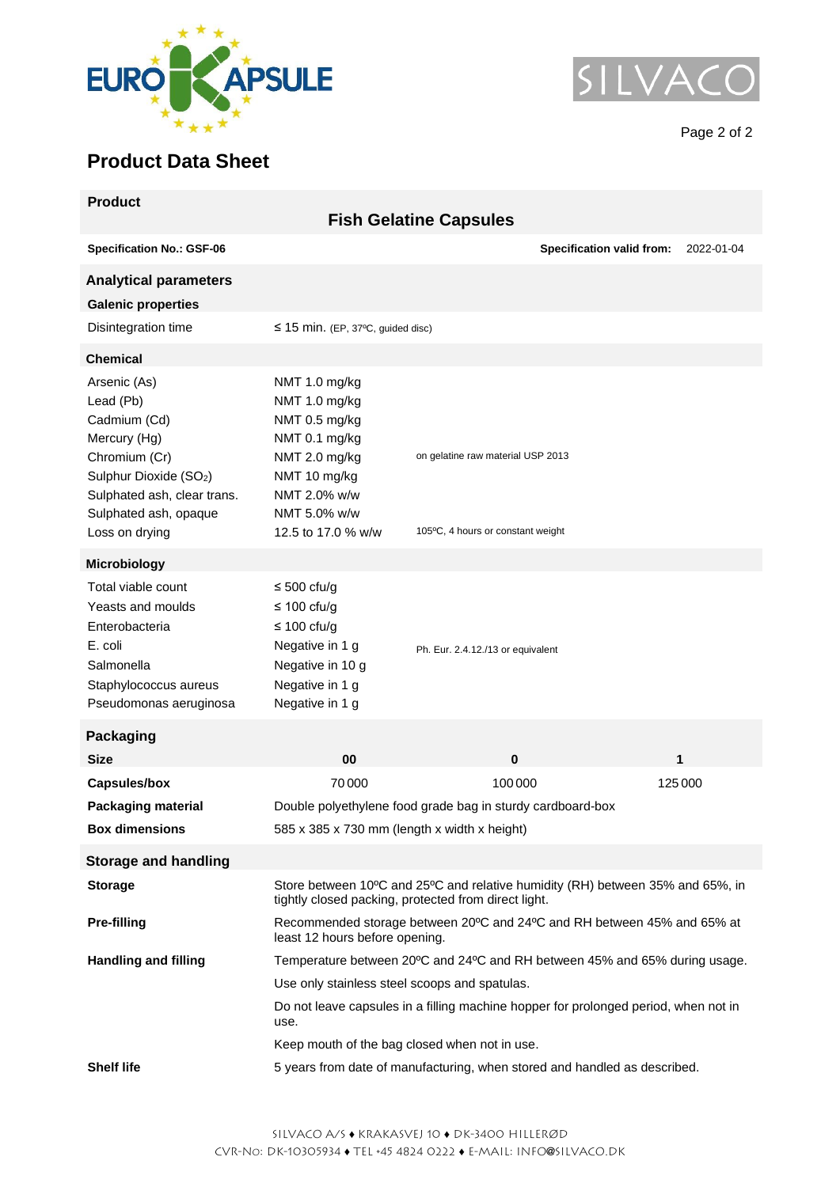## Product Data Sheet

**Product**

**Fish Gelatine Capsules**

**Specification No.: GSF-06** — **Specification valid from:** 2022-01-04

### Analytical parameters

**Galenic properties**

| | | |
|---|---|---|
| Disintegration time | ≤ 15 min. (EP, 37ºC, guided disc) | |

**Chemical**

| | | |
|---|---|---|
| Arsenic (As) | NMT 1.0 mg/kg | |
| Lead (Pb) | NMT 1.0 mg/kg | |
| Cadmium (Cd) | NMT 0.5 mg/kg | |
| Mercury (Hg) | NMT 0.1 mg/kg | |
| Chromium (Cr) | NMT 2.0 mg/kg | on gelatine raw material USP 2013 |
| Sulphur Dioxide ($SO_2$) | NMT 10 mg/kg | |
| Sulphated ash, clear trans. | NMT 2.0% w/w | |
| Sulphated ash, opaque | NMT 5.0% w/w | |
| Loss on drying | 12.5 to 17.0 % w/w | 105ºC, 4 hours or constant weight |

**Microbiology**

| | | |
|---|---|---|
| Total viable count | ≤ 500 cfu/g | |
| Yeasts and moulds | ≤ 100 cfu/g | |
| Enterobacteria | ≤ 100 cfu/g | |
| E. coli | Negative in 1 g | Ph. Eur. 2.4.12./13 or equivalent |
| Salmonella | Negative in 10 g | |
| Staphylococcus aureus | Negative in 1 g | |
| Pseudomonas aeruginosa | Negative in 1 g | |

### Packaging

| **Size** | **00** | **0** | **1** |
|---|---|---|---|
| **Capsules/box** | 70 000 | 100 000 | 125 000 |
| **Packaging material** | Double polyethylene food grade bag in sturdy cardboard-box | | |
| **Box dimensions** | 585 x 385 x 730 mm (length x width x height) | | |

### Storage and handling

**Storage**
Store between 10ºC and 25ºC and relative humidity (RH) between 35% and 65%, in tightly closed packing, protected from direct light.

**Pre-filling**
Recommended storage between 20ºC and 24ºC and RH between 45% and 65% at least 12 hours before opening.

**Handling and filling**
Temperature between 20ºC and 24ºC and RH between 45% and 65% during usage.

Use only stainless steel scoops and spatulas.

Do not leave capsules in a filling machine hopper for prolonged period, when not in use.

Keep mouth of the bag closed when not in use.

**Shelf life**
5 years from date of manufacturing, when stored and handled as described.

SILVACO A/S ♦ KRAKASVEJ 10 ♦ DK-3400 HILLERØD
CVR-No: DK-10305934 ♦ TEL +45 4824 0222 ♦ E-MAIL: INFO@SILVACO.DK